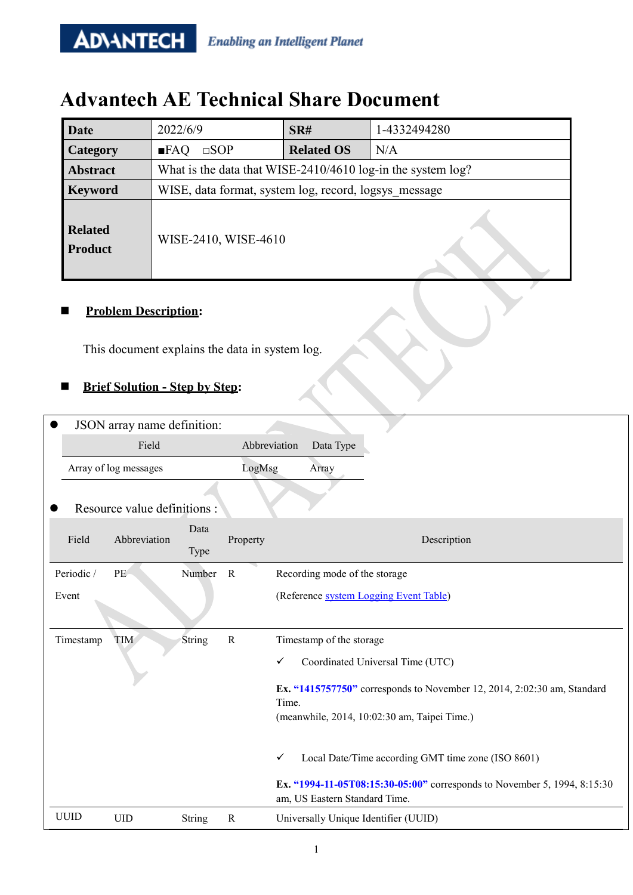# Advantech AE Technical Share Document

| Date | 2022/6/9 | SR# | 1-4332494280 |
|---|---|---|---|
| Category | ■FAQ □SOP | Related OS | N/A |
| Abstract | What is the data that WISE-2410/4610 log-in the system log? | | |
| Keyword | WISE, data format, system log, record, logsys_message | | |
| Related Product | WISE-2410, WISE-4610 | | |

## ■ Problem Description:

This document explains the data in system log.

## ■ Brief Solution - Step by Step:

- JSON array name definition:

| Field | Abbreviation | Data Type |
|---|---|---|
| Array of log messages | LogMsg | Array |

- Resource value definitions :

| Field | Abbreviation | Data Type | Property | Description |
|---|---|---|---|---|
| Periodic / Event | PE | Number | R | Recording mode of the storage<br>(Reference system Logging Event Table) |
| Timestamp | TIM | String | R | Timestamp of the storage<br>✓ Coordinated Universal Time (UTC)<br>**Ex. "1415757750"** corresponds to November 12, 2014, 2:02:30 am, Standard Time.<br>(meanwhile, 2014, 10:02:30 am, Taipei Time.)<br>✓ Local Date/Time according GMT time zone (ISO 8601)<br>**Ex. "1994-11-05T08:15:30-05:00"** corresponds to November 5, 1994, 8:15:30 am, US Eastern Standard Time. |
| UUID | UID | String | R | Universally Unique Identifier (UUID) |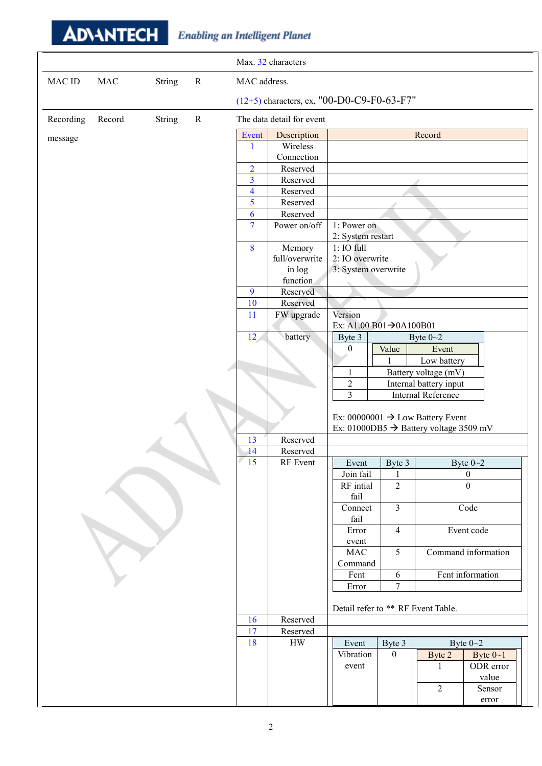| | | | | |
|---|---|---|---|---|
| | | | | Max. 32 characters |
| MAC ID | MAC | String | R | MAC address.<br>(12+5) characters, ex, "00-D0-C9-F0-63-F7" |
| Recording message | Record | String | R | The data detail for event |

| Event | Description | Record |
|---|---|---|
| 1 | Wireless Connection | |
| 2 | Reserved | |
| 3 | Reserved | |
| 4 | Reserved | |
| 5 | Reserved | |
| 6 | Reserved | |
| 7 | Power on/off | 1: Power on<br>2: System restart |
| 8 | Memory full/overwrite in log function | 1: IO full<br>2: IO overwrite<br>3: System overwrite |
| 9 | Reserved | |
| 10 | Reserved | |
| 11 | FW upgrade | Version<br>Ex: A1.00 B01→0A100B01 |
| 12 | battery | (see battery table below)<br>Ex: 00000001 → Low Battery Event<br>Ex: 01000DB5 → Battery voltage 3509 mV |
| 13 | Reserved | |
| 14 | Reserved | |
| 15 | RF Event | (see RF Event table below)<br>Detail refer to ** RF Event Table. |
| 16 | Reserved | |
| 17 | Reserved | |
| 18 | HW | (see HW table below) |

Event 12 (battery):

| Byte 3 | Byte 0~2 |
|---|---|
| 0 | Value 1: Event Low battery |
| 1 | Battery voltage (mV) |
| 2 | Internal battery input |
| 3 | Internal Reference |

Event 15 (RF Event):

| Event | Byte 3 | Byte 0~2 |
|---|---|---|
| Join fail | 1 | 0 |
| RF intial fail | 2 | 0 |
| Connect fail | 3 | Code |
| Error event | 4 | Event code |
| MAC Command | 5 | Command information |
| Fcnt | 6 | Fcnt information |
| Error | 7 | |

Event 18 (HW):

| Event | Byte 3 | Byte 0~2 | |
|---|---|---|---|
| | | Byte 2 | Byte 0~1 |
| Vibration event | 0 | 1 | ODR error value |
| | | 2 | Sensor error |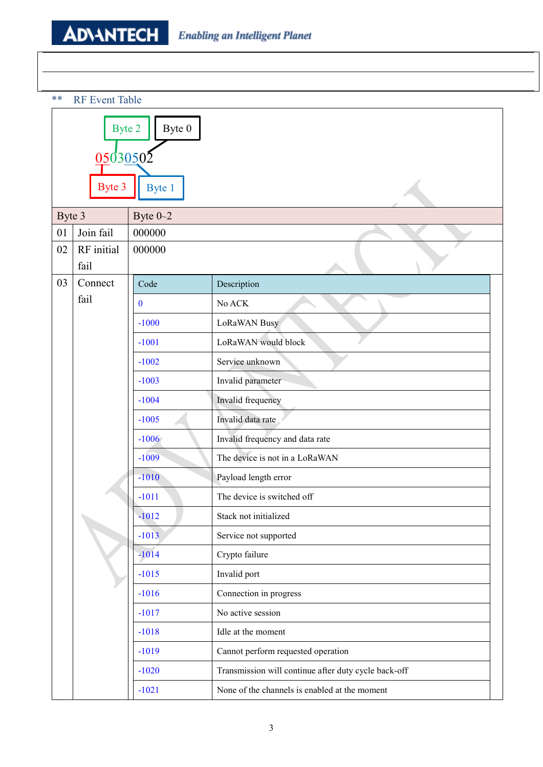** RF Event Table

Byte 2 | Byte 0

05030502

Byte 3 | Byte 1

| Byte 3 | | Byte 0~2 |
|---|---|---|
| 01 | Join fail | 000000 |
| 02 | RF initial fail | 000000 |
| 03 | Connect fail | (see table below) |

| Code | Description |
|---|---|
| 0 | No ACK |
| -1000 | LoRaWAN Busy |
| -1001 | LoRaWAN would block |
| -1002 | Service unknown |
| -1003 | Invalid parameter |
| -1004 | Invalid frequency |
| -1005 | Invalid data rate |
| -1006 | Invalid frequency and data rate |
| -1009 | The device is not in a LoRaWAN |
| -1010 | Payload length error |
| -1011 | The device is switched off |
| -1012 | Stack not initialized |
| -1013 | Service not supported |
| -1014 | Crypto failure |
| -1015 | Invalid port |
| -1016 | Connection in progress |
| -1017 | No active session |
| -1018 | Idle at the moment |
| -1019 | Cannot perform requested operation |
| -1020 | Transmission will continue after duty cycle back-off |
| -1021 | None of the channels is enabled at the moment |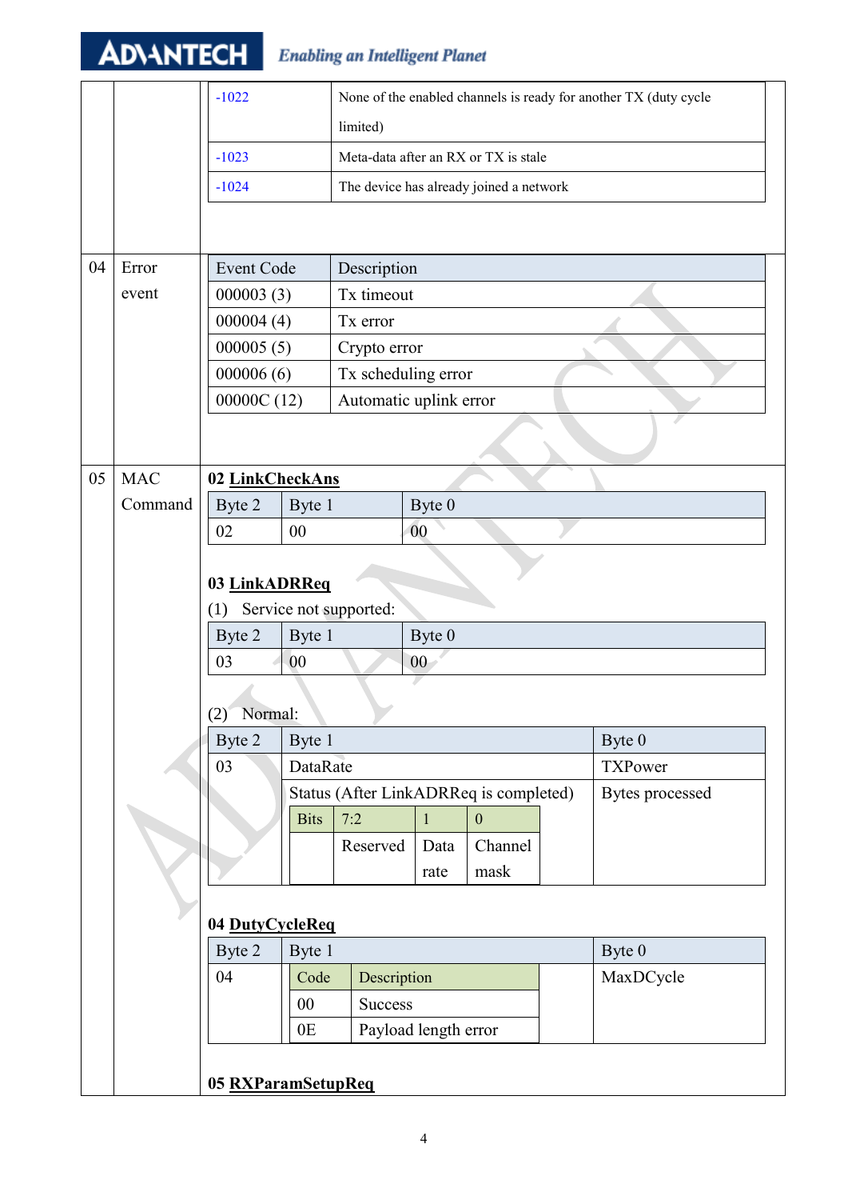| | | | |
|---|---|---|---|
| | | -1022 | None of the enabled channels is ready for another TX (duty cycle limited) |
| | | -1023 | Meta-data after an RX or TX is stale |
| | | -1024 | The device has already joined a network |

**04 Error event**

| Event Code | Description |
|---|---|
| 000003 (3) | Tx timeout |
| 000004 (4) | Tx error |
| 000005 (5) | Crypto error |
| 000006 (6) | Tx scheduling error |
| 00000C (12) | Automatic uplink error |

**05 MAC Command**

**02 LinkCheckAns**

| Byte 2 | Byte 1 | Byte 0 |
|---|---|---|
| 02 | 00 | 00 |

**03 LinkADRReq**

(1) Service not supported:

| Byte 2 | Byte 1 | Byte 0 |
|---|---|---|
| 03 | 00 | 00 |

(2) Normal:

| Byte 2 | Byte 1 | Byte 0 |
|---|---|---|
| 03 | DataRate | TXPower |
| | Status (After LinkADRReq is completed) | Bytes processed |

Status bits:

| Bits | 7:2 | 1 | 0 |
|---|---|---|---|
| | Reserved | Data rate | Channel mask |

**04 DutyCycleReq**

| Byte 2 | Byte 1 | Byte 0 |
|---|---|---|
| 04 | (see Code table below) | MaxDCycle |

| Code | Description |
|---|---|
| 00 | Success |
| 0E | Payload length error |

**05 RXParamSetupReq**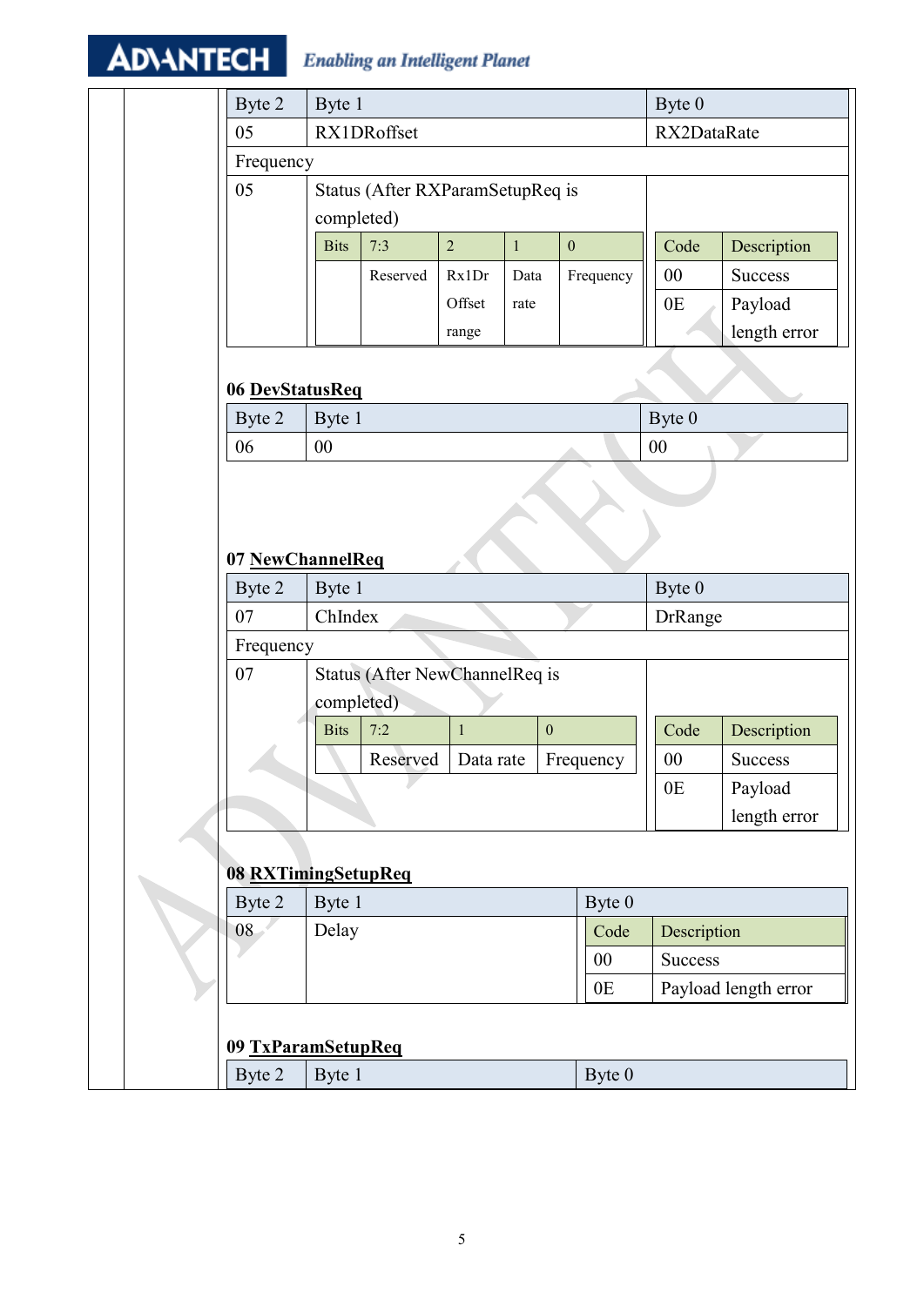| Byte 2 | Byte 1 | Byte 0 |
| --- | --- | --- |
| 05 | RX1DRoffset | RX2DataRate |
| Frequency | | |
| 05 | Status (After RXParamSetupReq is completed) | |

| Bits | 7:3 | 2 | 1 | 0 |
| --- | --- | --- | --- | --- |
| | Reserved | Rx1Dr Offset range | Data rate | Frequency |

| Code | Description |
| --- | --- |
| 00 | Success |
| 0E | Payload length error |

**06 DevStatusReq**

| Byte 2 | Byte 1 | Byte 0 |
| --- | --- | --- |
| 06 | 00 | 00 |

**07 NewChannelReq**

| Byte 2 | Byte 1 | Byte 0 |
| --- | --- | --- |
| 07 | ChIndex | DrRange |
| Frequency | | |
| 07 | Status (After NewChannelReq is completed) | |

| Bits | 7:2 | 1 | 0 |
| --- | --- | --- | --- |
| | Reserved | Data rate | Frequency |

| Code | Description |
| --- | --- |
| 00 | Success |
| 0E | Payload length error |

**08 RXTimingSetupReq**

| Byte 2 | Byte 1 | Byte 0 |
| --- | --- | --- |
| 08 | Delay | |

| Code | Description |
| --- | --- |
| 00 | Success |
| 0E | Payload length error |

**09 TxParamSetupReq**

| Byte 2 | Byte 1 | Byte 0 |
| --- | --- | --- |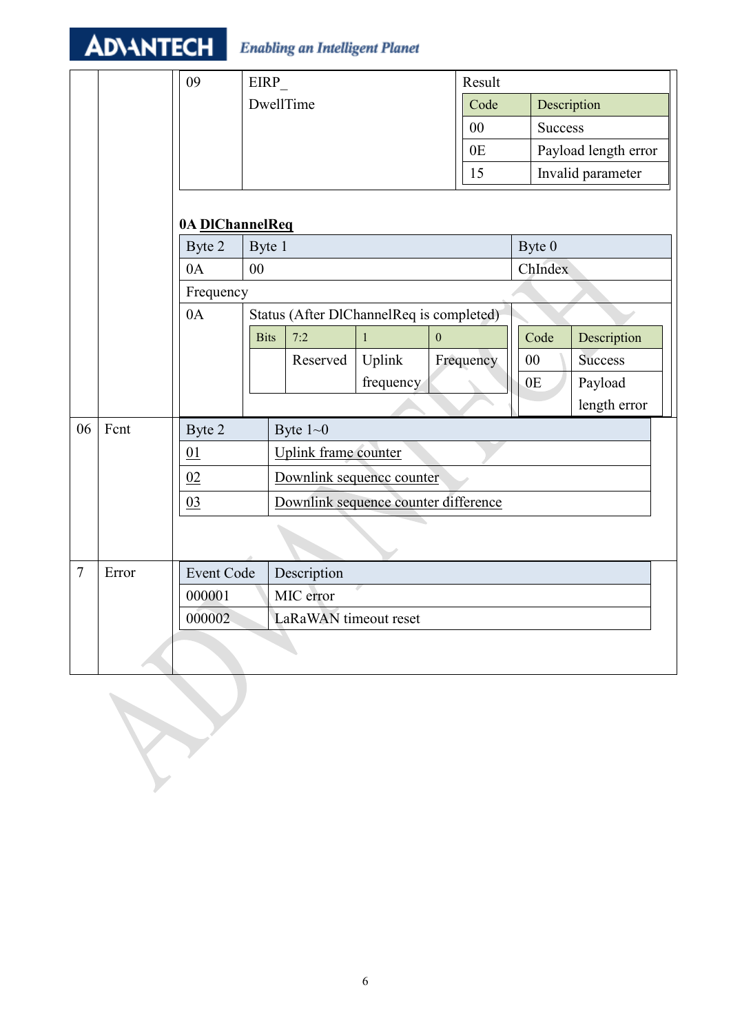| 09 | EIRP_ DwellTime | Result |
|---|---|---|

| Code | Description |
|---|---|
| 00 | Success |
| 0E | Payload length error |
| 15 | Invalid parameter |

**0A DlChannelReq**

| Byte 2 | Byte 1 | Byte 0 |
|---|---|---|
| 0A | 00 | ChIndex |
| Frequency | | |
| 0A | Status (After DlChannelReq is completed) | |

| Bits | 7:2 | 1 | 0 |
|---|---|---|---|
| | Reserved | Uplink frequency | Frequency |

| Code | Description |
|---|---|
| 00 | Success |
| 0E | Payload length error |

**06 Fcnt**

| Byte 2 | Byte 1~0 |
|---|---|
| 01 | Uplink frame counter |
| 02 | Downlink sequencc counter |
| 03 | Downlink sequence counter difference |

**7 Error**

| Event Code | Description |
|---|---|
| 000001 | MIC error |
| 000002 | LaRaWAN timeout reset |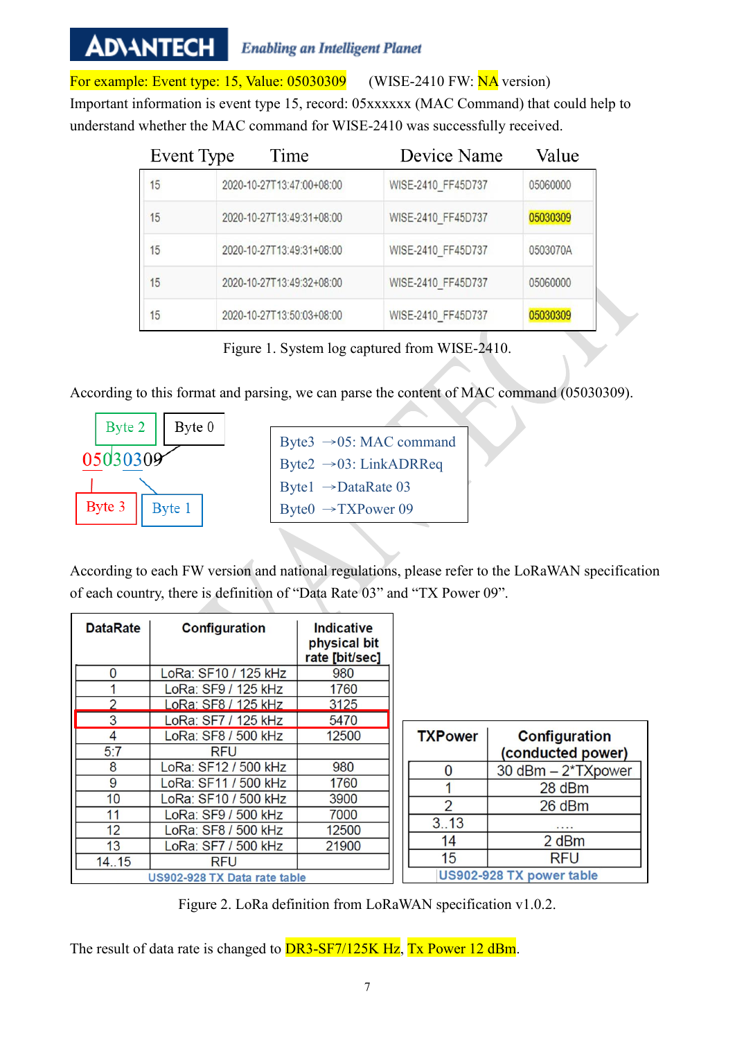For example: Event type: 15, Value: 05030309 (WISE-2410 FW: NA version)

Important information is event type 15, record: 05xxxxxx (MAC Command) that could help to understand whether the MAC command for WISE-2410 was successfully received.

| Event Type | Time | Device Name | Value |
|---|---|---|---|
| 15 | 2020-10-27T13:47:00+08:00 | WISE-2410_FF45D737 | 05060000 |
| 15 | 2020-10-27T13:49:31+08:00 | WISE-2410_FF45D737 | 05030309 |
| 15 | 2020-10-27T13:49:31+08:00 | WISE-2410_FF45D737 | 0503070A |
| 15 | 2020-10-27T13:49:32+08:00 | WISE-2410_FF45D737 | 05060000 |
| 15 | 2020-10-27T13:50:03+08:00 | WISE-2410_FF45D737 | 05030309 |

Figure 1. System log captured from WISE-2410.

According to this format and parsing, we can parse the content of MAC command (05030309).

Byte 2 Byte 0

05030309

Byte 3 Byte 1

Byte3 →05: MAC command
Byte2 →03: LinkADRReq
Byte1 →DataRate 03
Byte0 →TXPower 09

According to each FW version and national regulations, please refer to the LoRaWAN specification of each country, there is definition of "Data Rate 03" and "TX Power 09".

| DataRate | Configuration | Indicative physical bit rate [bit/sec] |
|---|---|---|
| 0 | LoRa: SF10 / 125 kHz | 980 |
| 1 | LoRa: SF9 / 125 kHz | 1760 |
| 2 | LoRa: SF8 / 125 kHz | 3125 |
| 3 | LoRa: SF7 / 125 kHz | 5470 |
| 4 | LoRa: SF8 / 500 kHz | 12500 |
| 5:7 | RFU | |
| 8 | LoRa: SF12 / 500 kHz | 980 |
| 9 | LoRa: SF11 / 500 kHz | 1760 |
| 10 | LoRa: SF10 / 500 kHz | 3900 |
| 11 | LoRa: SF9 / 500 kHz | 7000 |
| 12 | LoRa: SF8 / 500 kHz | 12500 |
| 13 | LoRa: SF7 / 500 kHz | 21900 |
| 14..15 | RFU | |

US902-928 TX Data rate table

| TXPower | Configuration (conducted power) |
|---|---|
| 0 | 30 dBm – 2*TXpower |
| 1 | 28 dBm |
| 2 | 26 dBm |
| 3..13 | .... |
| 14 | 2 dBm |
| 15 | RFU |

US902-928 TX power table

Figure 2. LoRa definition from LoRaWAN specification v1.0.2.

The result of data rate is changed to DR3-SF7/125K Hz, Tx Power 12 dBm.